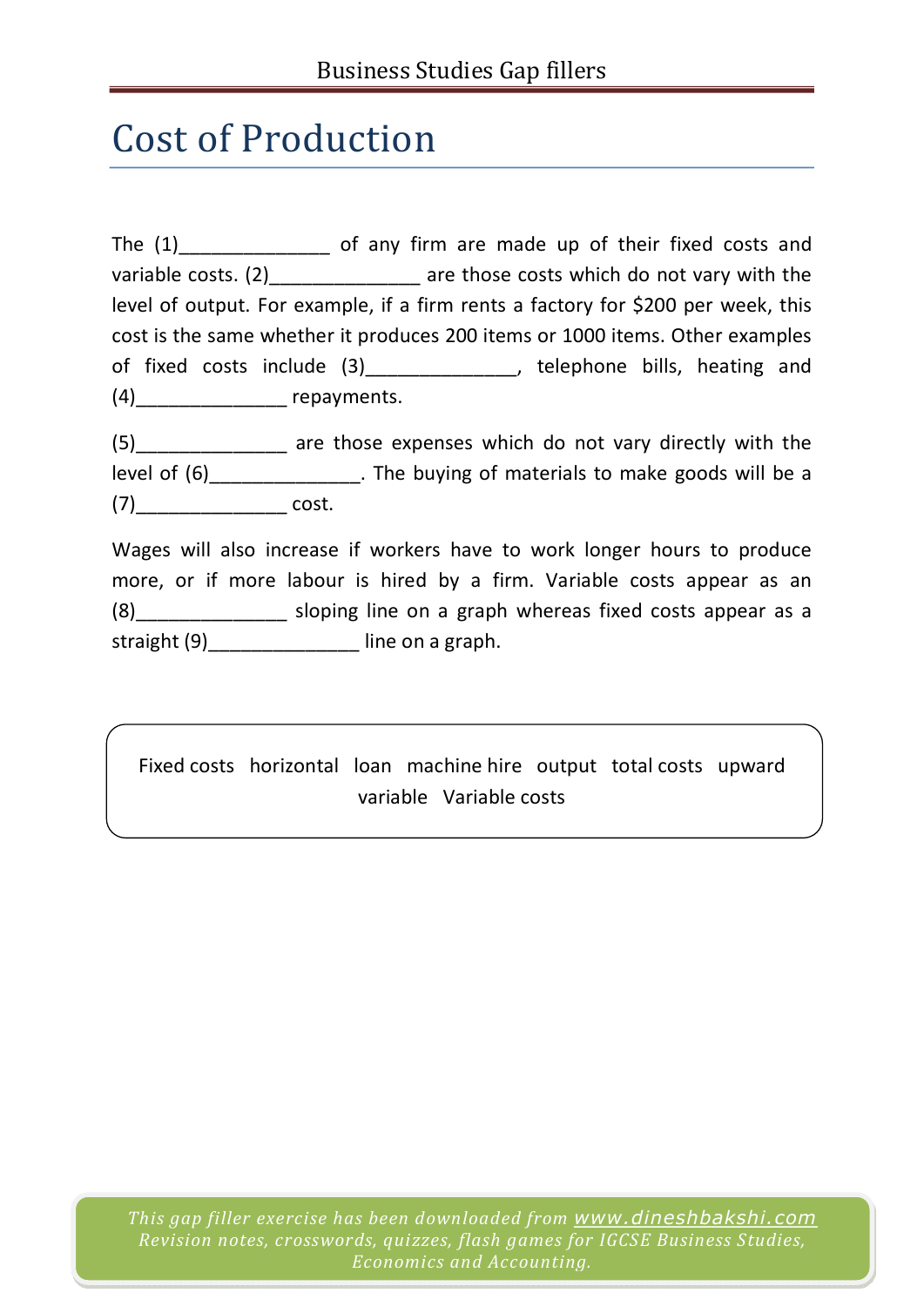# Cost of Production

The (1)______________ of any firm are made up of their fixed costs and variable costs. (2)______________ are those costs which do not vary with the level of output. For example, if a firm rents a factory for $200 per week, this cost is the same whether it produces 200 items or 1000 items. Other examples of fixed costs include (3)______________, telephone bills, heating and (4)______________ repayments.

(5)______________ are those expenses which do not vary directly with the level of (6)______________. The buying of materials to make goods will be a (7)______________ cost.

Wages will also increase if workers have to work longer hours to produce more, or if more labour is hired by a firm. Variable costs appear as an (8)______________ sloping line on a graph whereas fixed costs appear as a straight (9)______________ line on a graph.

Fixed costs   horizontal   loan   machine hire   output   total costs   upward   variable   Variable costs

*This gap filler exercise has been downloaded from www.dineshbakshi.com*
*Revision notes, crosswords, quizzes, flash games for IGCSE Business Studies, Economics and Accounting.*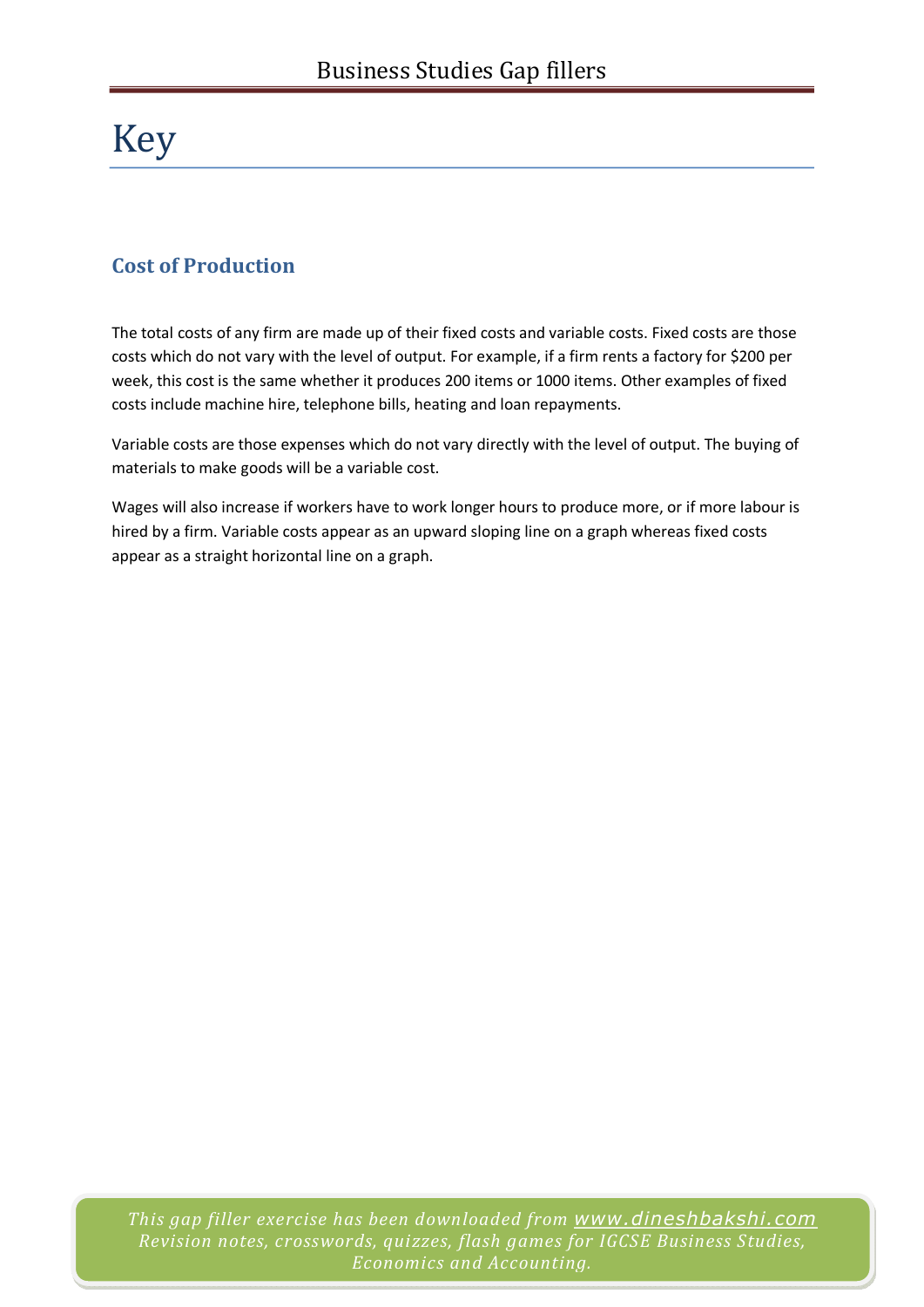# Key

## Cost of Production

The total costs of any firm are made up of their fixed costs and variable costs. Fixed costs are those costs which do not vary with the level of output. For example, if a firm rents a factory for $200 per week, this cost is the same whether it produces 200 items or 1000 items. Other examples of fixed costs include machine hire, telephone bills, heating and loan repayments.

Variable costs are those expenses which do not vary directly with the level of output. The buying of materials to make goods will be a variable cost.

Wages will also increase if workers have to work longer hours to produce more, or if more labour is hired by a firm. Variable costs appear as an upward sloping line on a graph whereas fixed costs appear as a straight horizontal line on a graph.

*This gap filler exercise has been downloaded from www.dineshbakshi.com Revision notes, crosswords, quizzes, flash games for IGCSE Business Studies, Economics and Accounting.*